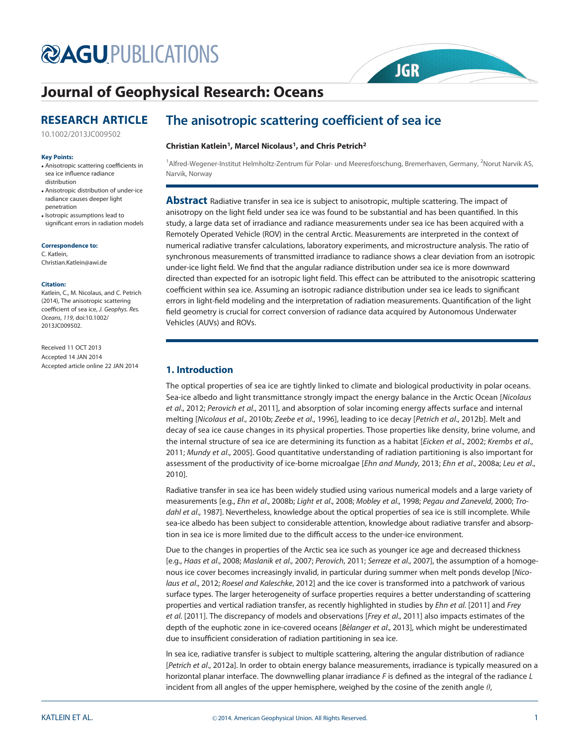# The anisotropic scattering coefficient of sea ice

**RESEARCH ARTICLE**

10.1002/2013JC009502

**Christian Katlein[1], Marcel Nicolaus[1], and Chris Petrich[2]**

[1]Alfred-Wegener-Institut Helmholtz-Zentrum für Polar- und Meeresforschung, Bremerhaven, Germany, [2]Norut Narvik AS, Narvik, Norway

**Key Points:**

- Anisotropic scattering coefficients in sea ice influence radiance distribution
- Anisotropic distribution of under-ice radiance causes deeper light penetration
- Isotropic assumptions lead to significant errors in radiation models

**Correspondence to:**

C. Katlein,
Christian.Katlein@awi.de

**Citation:**

Katlein, C., M. Nicolaus, and C. Petrich (2014), The anisotropic scattering coefficient of sea ice, *J. Geophys. Res. Oceans*, *119*, doi:10.1002/2013JC009502.

Received 11 OCT 2013
Accepted 14 JAN 2014
Accepted article online 22 JAN 2014

**Abstract** Radiative transfer in sea ice is subject to anisotropic, multiple scattering. The impact of anisotropy on the light field under sea ice was found to be substantial and has been quantified. In this study, a large data set of irradiance and radiance measurements under sea ice has been acquired with a Remotely Operated Vehicle (ROV) in the central Arctic. Measurements are interpreted in the context of numerical radiative transfer calculations, laboratory experiments, and microstructure analysis. The ratio of synchronous measurements of transmitted irradiance to radiance shows a clear deviation from an isotropic under-ice light field. We find that the angular radiance distribution under sea ice is more downward directed than expected for an isotropic light field. This effect can be attributed to the anisotropic scattering coefficient within sea ice. Assuming an isotropic radiance distribution under sea ice leads to significant errors in light-field modeling and the interpretation of radiation measurements. Quantification of the light field geometry is crucial for correct conversion of radiance data acquired by Autonomous Underwater Vehicles (AUVs) and ROVs.

## 1. Introduction

The optical properties of sea ice are tightly linked to climate and biological productivity in polar oceans. Sea-ice albedo and light transmittance strongly impact the energy balance in the Arctic Ocean [*Nicolaus et al*., 2012; *Perovich et al*., 2011], and absorption of solar incoming energy affects surface and internal melting [*Nicolaus et al*., 2010b; *Zeebe et al*., 1996], leading to ice decay [*Petrich et al*., 2012b]. Melt and decay of sea ice cause changes in its physical properties. Those properties like density, brine volume, and the internal structure of sea ice are determining its function as a habitat [*Eicken et al*., 2002; *Krembs et al*., 2011; *Mundy et al*., 2005]. Good quantitative understanding of radiation partitioning is also important for assessment of the productivity of ice-borne microalgae [*Ehn and Mundy*, 2013; *Ehn et al*., 2008a; *Leu et al*., 2010].

Radiative transfer in sea ice has been widely studied using various numerical models and a large variety of measurements [e.g., *Ehn et al*., 2008b; *Light et al*., 2008; *Mobley et al*., 1998; *Pegau and Zaneveld*, 2000; *Trodahl et al*., 1987]. Nevertheless, knowledge about the optical properties of sea ice is still incomplete. While sea-ice albedo has been subject to considerable attention, knowledge about radiative transfer and absorption in sea ice is more limited due to the difficult access to the under-ice environment.

Due to the changes in properties of the Arctic sea ice such as younger ice age and decreased thickness [e.g., *Haas et al*., 2008; *Maslanik et al*., 2007; *Perovich*, 2011; *Serreze et al*., 2007], the assumption of a homogenous ice cover becomes increasingly invalid, in particular during summer when melt ponds develop [*Nicolaus et al*., 2012; *Roesel and Kaleschke*, 2012] and the ice cover is transformed into a patchwork of various surface types. The larger heterogeneity of surface properties requires a better understanding of scattering properties and vertical radiation transfer, as recently highlighted in studies by *Ehn et al*. [2011] and *Frey et al*. [2011]. The discrepancy of models and observations [*Frey et al*., 2011] also impacts estimates of the depth of the euphotic zone in ice-covered oceans [*Bélanger et al*., 2013], which might be underestimated due to insufficient consideration of radiation partitioning in sea ice.

In sea ice, radiative transfer is subject to multiple scattering, altering the angular distribution of radiance [*Petrich et al*., 2012a]. In order to obtain energy balance measurements, irradiance is typically measured on a horizontal planar interface. The downwelling planar irradiance $F$ is defined as the integral of the radiance $L$ incident from all angles of the upper hemisphere, weighed by the cosine of the zenith angle $\theta$,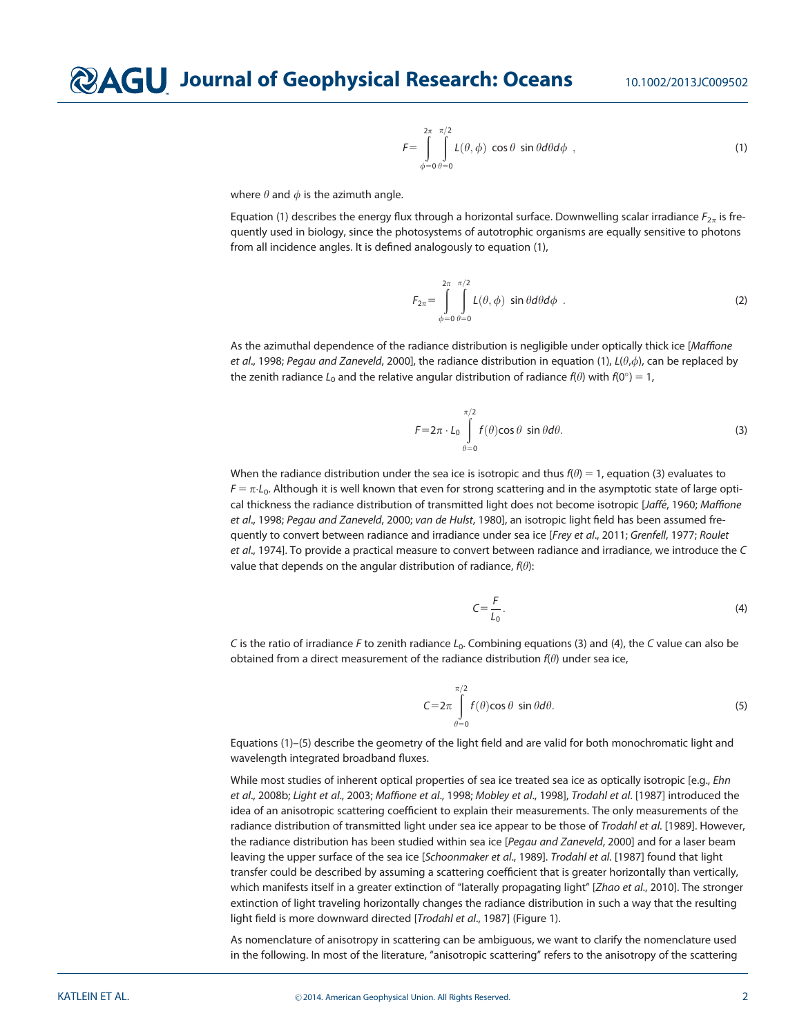$$F = \int_{\phi=0}^{2\pi} \int_{\theta=0}^{\pi/2} L(\theta, \phi) \ \cos\theta \ \sin\theta d\theta d\phi \ , \tag{1}$$

where $\theta$ and $\phi$ is the azimuth angle.

Equation (1) describes the energy flux through a horizontal surface. Downwelling scalar irradiance $F_{2\pi}$ is frequently used in biology, since the photosystems of autotrophic organisms are equally sensitive to photons from all incidence angles. It is defined analogously to equation (1),

$$F_{2\pi} = \int_{\phi=0}^{2\pi} \int_{\theta=0}^{\pi/2} L(\theta, \phi) \ \sin\theta d\theta d\phi \ . \tag{2}$$

As the azimuthal dependence of the radiance distribution is negligible under optically thick ice [*Maffione et al.*, 1998; *Pegau and Zaneveld*, 2000], the radiance distribution in equation (1), $L(\theta,\phi)$, can be replaced by the zenith radiance $L_0$ and the relative angular distribution of radiance $f(\theta)$ with $f(0°) = 1$,

$$F = 2\pi \cdot L_0 \int_{\theta=0}^{\pi/2} f(\theta) \cos\theta \ \sin\theta d\theta. \tag{3}$$

When the radiance distribution under the sea ice is isotropic and thus $f(\theta) = 1$, equation (3) evaluates to $F = \pi \cdot L_0$. Although it is well known that even for strong scattering and in the asymptotic state of large optical thickness the radiance distribution of transmitted light does not become isotropic [*Jaffé*, 1960; *Maffione et al.*, 1998; *Pegau and Zaneveld*, 2000; *van de Hulst*, 1980], an isotropic light field has been assumed frequently to convert between radiance and irradiance under sea ice [*Frey et al.*, 2011; *Grenfell*, 1977; *Roulet et al.*, 1974]. To provide a practical measure to convert between radiance and irradiance, we introduce the *C* value that depends on the angular distribution of radiance, $f(\theta)$:

$$C = \frac{F}{L_0}. \tag{4}$$

*C* is the ratio of irradiance *F* to zenith radiance $L_0$. Combining equations (3) and (4), the *C* value can also be obtained from a direct measurement of the radiance distribution $f(\theta)$ under sea ice,

$$C = 2\pi \int_{\theta=0}^{\pi/2} f(\theta) \cos\theta \ \sin\theta d\theta. \tag{5}$$

Equations (1)–(5) describe the geometry of the light field and are valid for both monochromatic light and wavelength integrated broadband fluxes.

While most studies of inherent optical properties of sea ice treated sea ice as optically isotropic [e.g., *Ehn et al.*, 2008b; *Light et al.*, 2003; *Maffione et al.*, 1998; *Mobley et al.*, 1998], *Trodahl et al.* [1987] introduced the idea of an anisotropic scattering coefficient to explain their measurements. The only measurements of the radiance distribution of transmitted light under sea ice appear to be those of *Trodahl et al.* [1989]. However, the radiance distribution has been studied within sea ice [*Pegau and Zaneveld*, 2000] and for a laser beam leaving the upper surface of the sea ice [*Schoonmaker et al.*, 1989]. *Trodahl et al.* [1987] found that light transfer could be described by assuming a scattering coefficient that is greater horizontally than vertically, which manifests itself in a greater extinction of "laterally propagating light" [*Zhao et al.*, 2010]. The stronger extinction of light traveling horizontally changes the radiance distribution in such a way that the resulting light field is more downward directed [*Trodahl et al.*, 1987] (Figure 1).

As nomenclature of anisotropy in scattering can be ambiguous, we want to clarify the nomenclature used in the following. In most of the literature, "anisotropic scattering" refers to the anisotropy of the scattering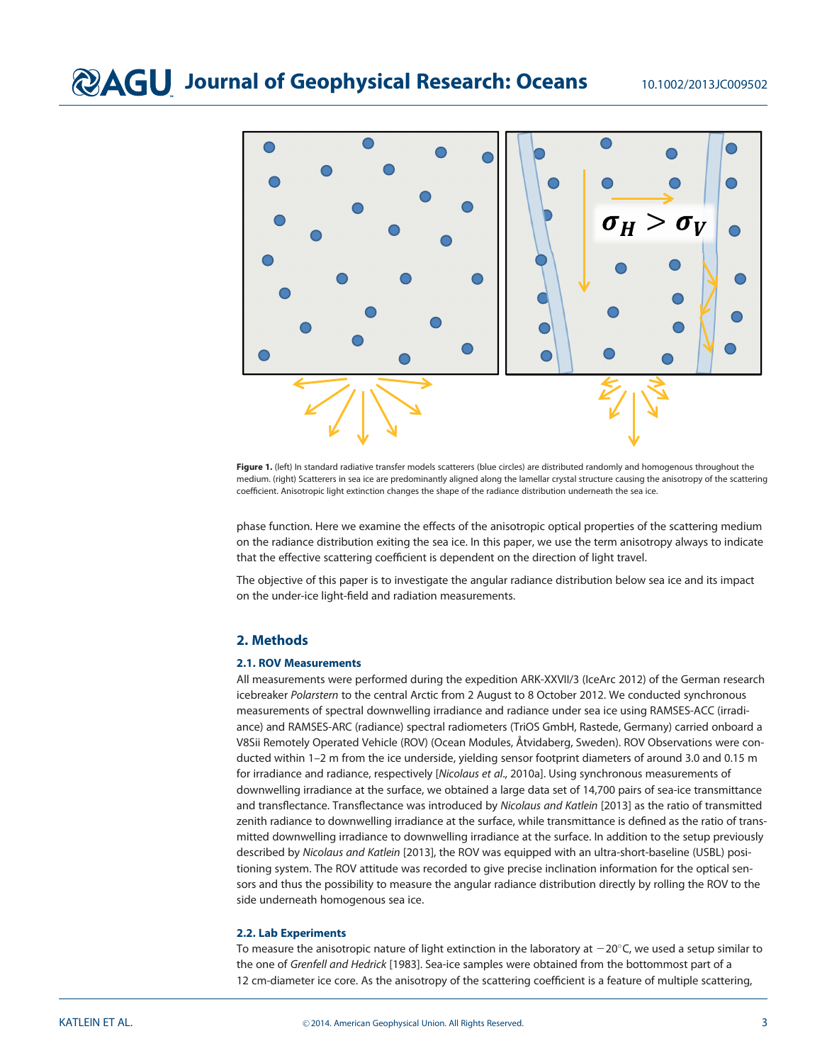**Figure 1.** (left) In standard radiative transfer models scatterers (blue circles) are distributed randomly and homogenous throughout the medium. (right) Scatterers in sea ice are predominantly aligned along the lamellar crystal structure causing the anisotropy of the scattering coefficient. Anisotropic light extinction changes the shape of the radiance distribution underneath the sea ice.

phase function. Here we examine the effects of the anisotropic optical properties of the scattering medium on the radiance distribution exiting the sea ice. In this paper, we use the term anisotropy always to indicate that the effective scattering coefficient is dependent on the direction of light travel.

The objective of this paper is to investigate the angular radiance distribution below sea ice and its impact on the under-ice light-field and radiation measurements.

## 2. Methods

### 2.1. ROV Measurements

All measurements were performed during the expedition ARK-XXVII/3 (IceArc 2012) of the German research icebreaker *Polarstern* to the central Arctic from 2 August to 8 October 2012. We conducted synchronous measurements of spectral downwelling irradiance and radiance under sea ice using RAMSES-ACC (irradiance) and RAMSES-ARC (radiance) spectral radiometers (TriOS GmbH, Rastede, Germany) carried onboard a V8Sii Remotely Operated Vehicle (ROV) (Ocean Modules, Åtvidaberg, Sweden). ROV Observations were conducted within 1–2 m from the ice underside, yielding sensor footprint diameters of around 3.0 and 0.15 m for irradiance and radiance, respectively [*Nicolaus et al*., 2010a]. Using synchronous measurements of downwelling irradiance at the surface, we obtained a large data set of 14,700 pairs of sea-ice transmittance and transflectance. Transflectance was introduced by *Nicolaus and Katlein* [2013] as the ratio of transmitted zenith radiance to downwelling irradiance at the surface, while transmittance is defined as the ratio of transmitted downwelling irradiance to downwelling irradiance at the surface. In addition to the setup previously described by *Nicolaus and Katlein* [2013], the ROV was equipped with an ultra-short-baseline (USBL) positioning system. The ROV attitude was recorded to give precise inclination information for the optical sensors and thus the possibility to measure the angular radiance distribution directly by rolling the ROV to the side underneath homogenous sea ice.

### 2.2. Lab Experiments

To measure the anisotropic nature of light extinction in the laboratory at −20°C, we used a setup similar to the one of *Grenfell and Hedrick* [1983]. Sea-ice samples were obtained from the bottommost part of a 12 cm-diameter ice core. As the anisotropy of the scattering coefficient is a feature of multiple scattering,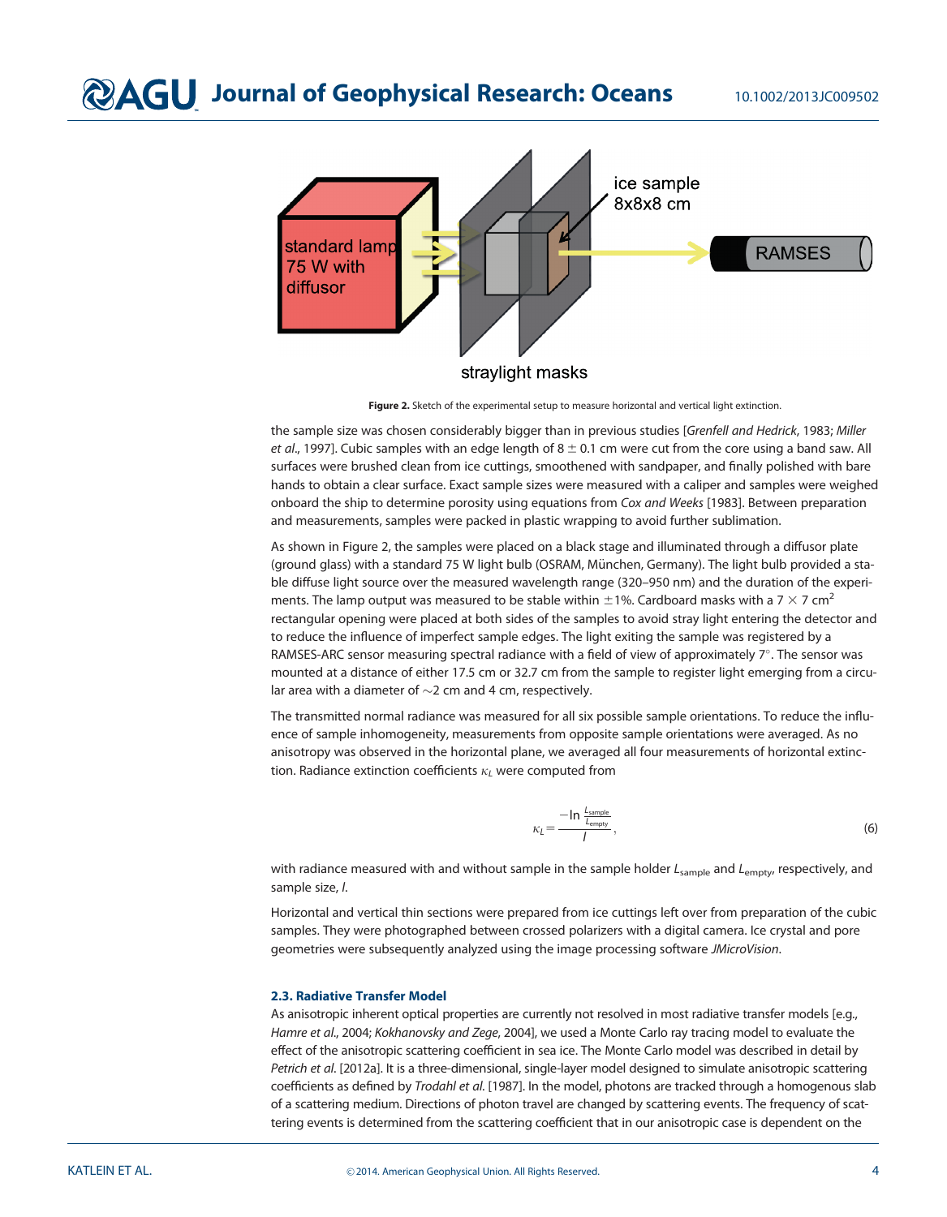**Figure 2.** Sketch of the experimental setup to measure horizontal and vertical light extinction.

the sample size was chosen considerably bigger than in previous studies [*Grenfell and Hedrick*, 1983; *Miller et al.*, 1997]. Cubic samples with an edge length of 8 ± 0.1 cm were cut from the core using a band saw. All surfaces were brushed clean from ice cuttings, smoothened with sandpaper, and finally polished with bare hands to obtain a clear surface. Exact sample sizes were measured with a caliper and samples were weighed onboard the ship to determine porosity using equations from *Cox and Weeks* [1983]. Between preparation and measurements, samples were packed in plastic wrapping to avoid further sublimation.

As shown in Figure 2, the samples were placed on a black stage and illuminated through a diffusor plate (ground glass) with a standard 75 W light bulb (OSRAM, München, Germany). The light bulb provided a stable diffuse light source over the measured wavelength range (320–950 nm) and the duration of the experiments. The lamp output was measured to be stable within ±1%. Cardboard masks with a 7 × 7 $cm^2$ rectangular opening were placed at both sides of the samples to avoid stray light entering the detector and to reduce the influence of imperfect sample edges. The light exiting the sample was registered by a RAMSES-ARC sensor measuring spectral radiance with a field of view of approximately 7°. The sensor was mounted at a distance of either 17.5 cm or 32.7 cm from the sample to register light emerging from a circular area with a diameter of ~2 cm and 4 cm, respectively.

The transmitted normal radiance was measured for all six possible sample orientations. To reduce the influence of sample inhomogeneity, measurements from opposite sample orientations were averaged. As no anisotropy was observed in the horizontal plane, we averaged all four measurements of horizontal extinction. Radiance extinction coefficients $\kappa_L$ were computed from

$$\kappa_L = \frac{-\ln \frac{L_{\text{sample}}}{L_{\text{empty}}}}{l}, \tag{6}$$

with radiance measured with and without sample in the sample holder $L_{\text{sample}}$ and $L_{\text{empty}}$, respectively, and sample size, $l$.

Horizontal and vertical thin sections were prepared from ice cuttings left over from preparation of the cubic samples. They were photographed between crossed polarizers with a digital camera. Ice crystal and pore geometries were subsequently analyzed using the image processing software *JMicroVision*.

### 2.3. Radiative Transfer Model

As anisotropic inherent optical properties are currently not resolved in most radiative transfer models [e.g., *Hamre et al.*, 2004; *Kokhanovsky and Zege*, 2004], we used a Monte Carlo ray tracing model to evaluate the effect of the anisotropic scattering coefficient in sea ice. The Monte Carlo model was described in detail by *Petrich et al.* [2012a]. It is a three-dimensional, single-layer model designed to simulate anisotropic scattering coefficients as defined by *Trodahl et al.* [1987]. In the model, photons are tracked through a homogenous slab of a scattering medium. Directions of photon travel are changed by scattering events. The frequency of scattering events is determined from the scattering coefficient that in our anisotropic case is dependent on the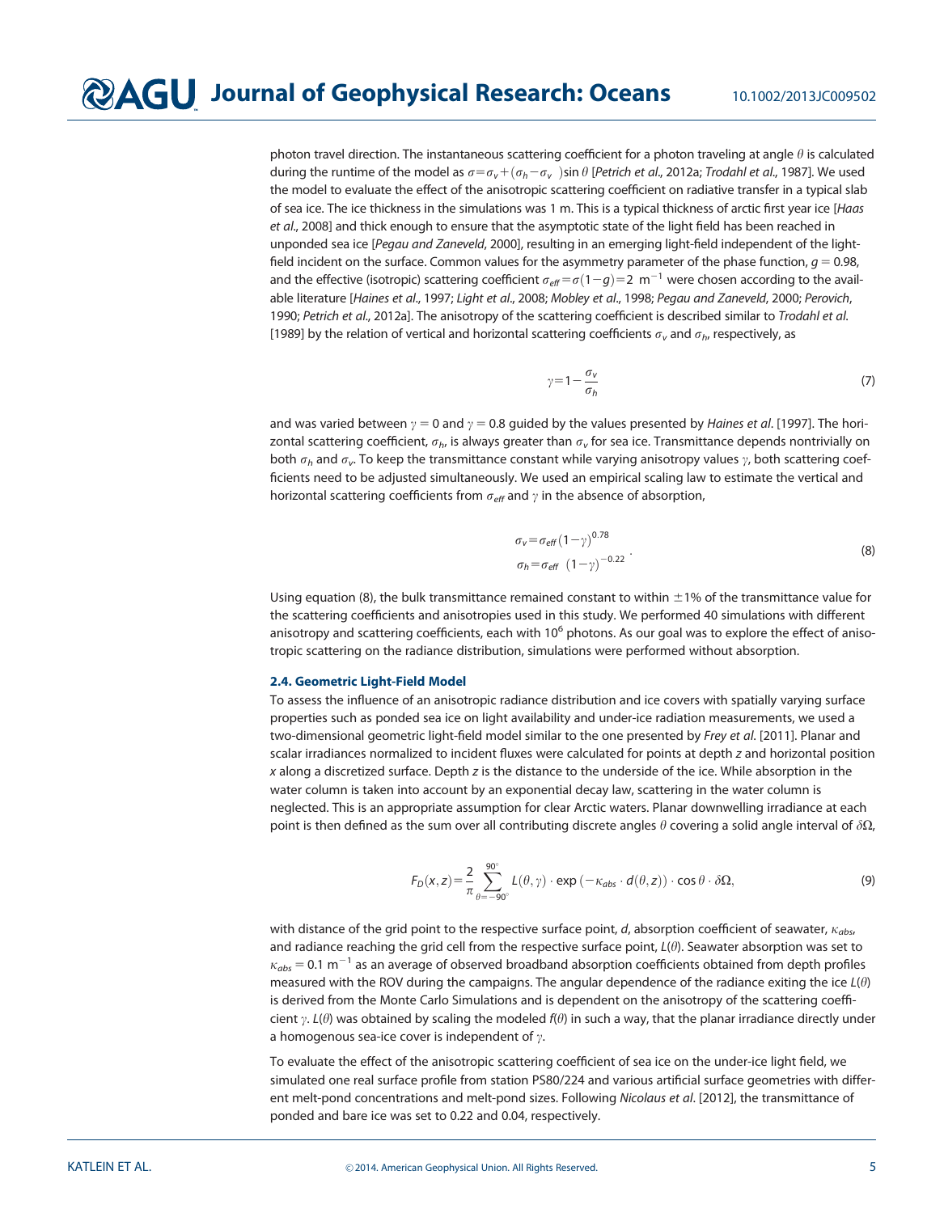photon travel direction. The instantaneous scattering coefficient for a photon traveling at angle $\theta$ is calculated during the runtime of the model as $\sigma=\sigma_v+(\sigma_h-\sigma_v\ )\sin\theta$ [*Petrich et al*., 2012a; *Trodahl et al*., 1987]. We used the model to evaluate the effect of the anisotropic scattering coefficient on radiative transfer in a typical slab of sea ice. The ice thickness in the simulations was 1 m. This is a typical thickness of arctic first year ice [*Haas et al*., 2008] and thick enough to ensure that the asymptotic state of the light field has been reached in unponded sea ice [*Pegau and Zaneveld*, 2000], resulting in an emerging light-field independent of the light-field incident on the surface. Common values for the asymmetry parameter of the phase function, $g$ = 0.98, and the effective (isotropic) scattering coefficient $\sigma_{eff}=\sigma(1-g)=2\ \mathrm{m}^{-1}$ were chosen according to the available literature [*Haines et al*., 1997; *Light et al*., 2008; *Mobley et al*., 1998; *Pegau and Zaneveld*, 2000; *Perovich*, 1990; *Petrich et al*., 2012a]. The anisotropy of the scattering coefficient is described similar to *Trodahl et al*. [1989] by the relation of vertical and horizontal scattering coefficients $\sigma_v$ and $\sigma_h$, respectively, as

$$\gamma=1-\frac{\sigma_v}{\sigma_h} \tag{7}$$

and was varied between $\gamma$ = 0 and $\gamma$ = 0.8 guided by the values presented by *Haines et al*. [1997]. The horizontal scattering coefficient, $\sigma_h$, is always greater than $\sigma_v$ for sea ice. Transmittance depends nontrivially on both $\sigma_h$ and $\sigma_v$. To keep the transmittance constant while varying anisotropy values $\gamma$, both scattering coefficients need to be adjusted simultaneously. We used an empirical scaling law to estimate the vertical and horizontal scattering coefficients from $\sigma_{eff}$ and $\gamma$ in the absence of absorption,

$$\begin{aligned}\sigma_v&=\sigma_{eff}(1-\gamma)^{0.78}\\ \sigma_h&=\sigma_{eff}\ \ (1-\gamma)^{-0.22}\end{aligned}. \tag{8}$$

Using equation (8), the bulk transmittance remained constant to within $\pm$1% of the transmittance value for the scattering coefficients and anisotropies used in this study. We performed 40 simulations with different anisotropy and scattering coefficients, each with $10^6$ photons. As our goal was to explore the effect of anisotropic scattering on the radiance distribution, simulations were performed without absorption.

### 2.4. Geometric Light-Field Model

To assess the influence of an anisotropic radiance distribution and ice covers with spatially varying surface properties such as ponded sea ice on light availability and under-ice radiation measurements, we used a two-dimensional geometric light-field model similar to the one presented by *Frey et al*. [2011]. Planar and scalar irradiances normalized to incident fluxes were calculated for points at depth $z$ and horizontal position $x$ along a discretized surface. Depth $z$ is the distance to the underside of the ice. While absorption in the water column is taken into account by an exponential decay law, scattering in the water column is neglected. This is an appropriate assumption for clear Arctic waters. Planar downwelling irradiance at each point is then defined as the sum over all contributing discrete angles $\theta$ covering a solid angle interval of $\delta\Omega$,

$$F_D(x,z)=\frac{2}{\pi}\sum_{\theta=-90^\circ}^{90^\circ}L(\theta,\gamma)\cdot\exp\left(-\kappa_{abs}\cdot d(\theta,z)\right)\cdot\cos\theta\cdot\delta\Omega, \tag{9}$$

with distance of the grid point to the respective surface point, $d$, absorption coefficient of seawater, $\kappa_{abs}$, and radiance reaching the grid cell from the respective surface point, $L(\theta)$. Seawater absorption was set to $\kappa_{abs}=0.1\ \mathrm{m}^{-1}$ as an average of observed broadband absorption coefficients obtained from depth profiles measured with the ROV during the campaigns. The angular dependence of the radiance exiting the ice $L(\theta)$ is derived from the Monte Carlo Simulations and is dependent on the anisotropy of the scattering coefficient $\gamma$. $L(\theta)$ was obtained by scaling the modeled $f(\theta)$ in such a way, that the planar irradiance directly under a homogenous sea-ice cover is independent of $\gamma$.

To evaluate the effect of the anisotropic scattering coefficient of sea ice on the under-ice light field, we simulated one real surface profile from station PS80/224 and various artificial surface geometries with different melt-pond concentrations and melt-pond sizes. Following *Nicolaus et al*. [2012], the transmittance of ponded and bare ice was set to 0.22 and 0.04, respectively.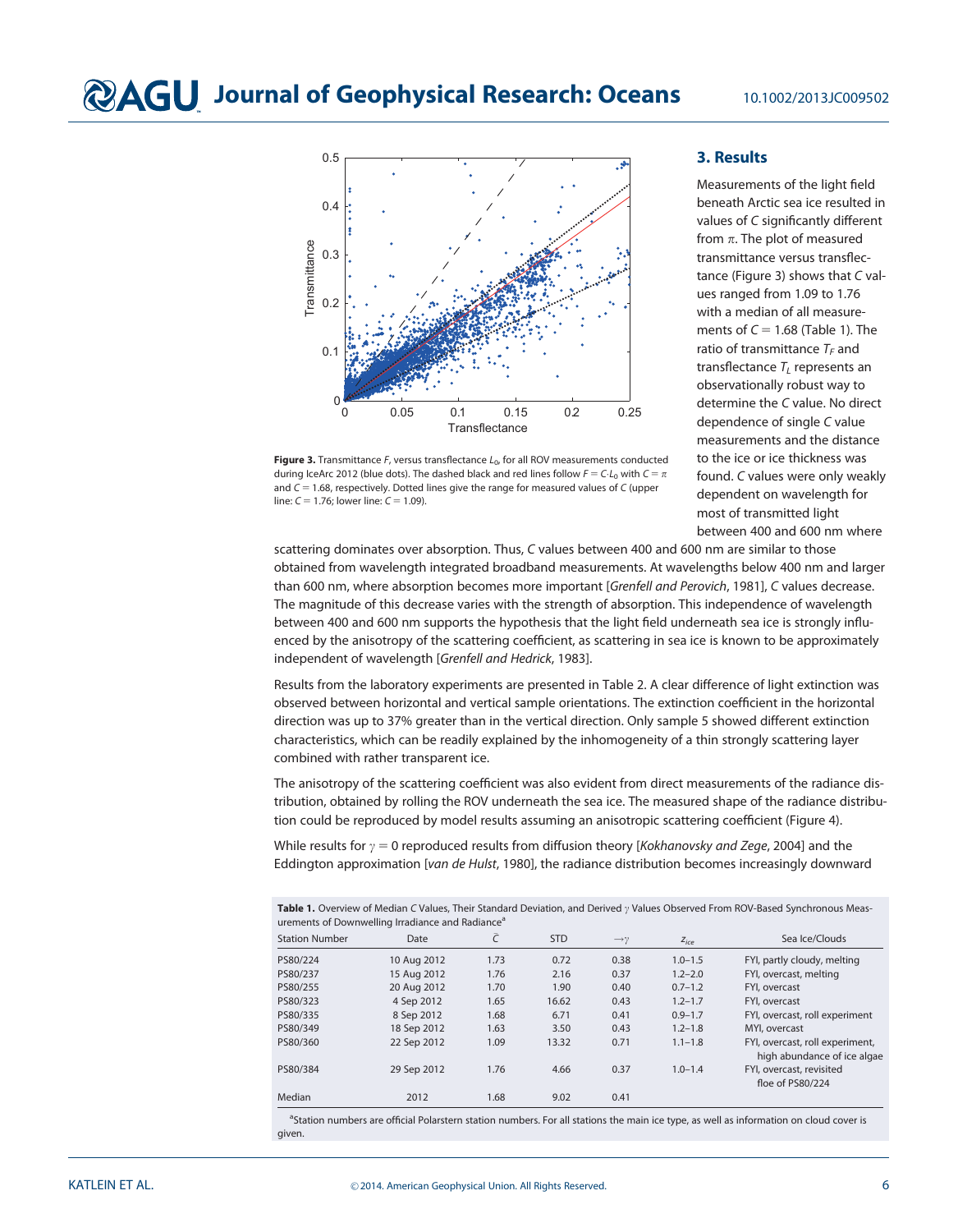Figure 3. Transmittance $F$, versus transflectance $L_0$, for all ROV measurements conducted during IceArc 2012 (blue dots). The dashed black and red lines follow $F = C{\cdot}L_0$ with $C = \pi$ and $C = 1.68$, respectively. Dotted lines give the range for measured values of $C$ (upper line: $C = 1.76$; lower line: $C = 1.09$).

## 3. Results

Measurements of the light field beneath Arctic sea ice resulted in values of $C$ significantly different from $\pi$. The plot of measured transmittance versus transflectance (Figure 3) shows that $C$ values ranged from 1.09 to 1.76 with a median of all measurements of $C = 1.68$ (Table 1). The ratio of transmittance $T_F$ and transflectance $T_L$ represents an observationally robust way to determine the $C$ value. No direct dependence of single $C$ value measurements and the distance to the ice or ice thickness was found. $C$ values were only weakly dependent on wavelength for most of transmitted light between 400 and 600 nm where scattering dominates over absorption. Thus, $C$ values between 400 and 600 nm are similar to those obtained from wavelength integrated broadband measurements. At wavelengths below 400 nm and larger than 600 nm, where absorption becomes more important [*Grenfell and Perovich*, 1981], $C$ values decrease. The magnitude of this decrease varies with the strength of absorption. This independence of wavelength between 400 and 600 nm supports the hypothesis that the light field underneath sea ice is strongly influenced by the anisotropy of the scattering coefficient, as scattering in sea ice is known to be approximately independent of wavelength [*Grenfell and Hedrick*, 1983].

Results from the laboratory experiments are presented in Table 2. A clear difference of light extinction was observed between horizontal and vertical sample orientations. The extinction coefficient in the horizontal direction was up to 37% greater than in the vertical direction. Only sample 5 showed different extinction characteristics, which can be readily explained by the inhomogeneity of a thin strongly scattering layer combined with rather transparent ice.

The anisotropy of the scattering coefficient was also evident from direct measurements of the radiance distribution, obtained by rolling the ROV underneath the sea ice. The measured shape of the radiance distribution could be reproduced by model results assuming an anisotropic scattering coefficient (Figure 4).

While results for $\gamma = 0$ reproduced results from diffusion theory [*Kokhanovsky and Zege*, 2004] and the Eddington approximation [*van de Hulst*, 1980], the radiance distribution becomes increasingly downward

**Table 1.** Overview of Median $C$ Values, Their Standard Deviation, and Derived $\gamma$ Values Observed From ROV-Based Synchronous Measurements of Downwelling Irradiance and Radiance[a]

| Station Number | Date | $\bar{C}$ | STD | $\rightarrow\gamma$ | $z_{ice}$ | Sea Ice/Clouds |
|---|---|---|---|---|---|---|
| PS80/224 | 10 Aug 2012 | 1.73 | 0.72 | 0.38 | 1.0–1.5 | FYI, partly cloudy, melting |
| PS80/237 | 15 Aug 2012 | 1.76 | 2.16 | 0.37 | 1.2–2.0 | FYI, overcast, melting |
| PS80/255 | 20 Aug 2012 | 1.70 | 1.90 | 0.40 | 0.7–1.2 | FYI, overcast |
| PS80/323 | 4 Sep 2012 | 1.65 | 16.62 | 0.43 | 1.2–1.7 | FYI, overcast |
| PS80/335 | 8 Sep 2012 | 1.68 | 6.71 | 0.41 | 0.9–1.7 | FYI, overcast, roll experiment |
| PS80/349 | 18 Sep 2012 | 1.63 | 3.50 | 0.43 | 1.2–1.8 | MYI, overcast |
| PS80/360 | 22 Sep 2012 | 1.09 | 13.32 | 0.71 | 1.1–1.8 | FYI, overcast, roll experiment, high abundance of ice algae |
| PS80/384 | 29 Sep 2012 | 1.76 | 4.66 | 0.37 | 1.0–1.4 | FYI, overcast, revisited floe of PS80/224 |
| Median | 2012 | 1.68 | 9.02 | 0.41 | | |

[a]Station numbers are official Polarstern station numbers. For all stations the main ice type, as well as information on cloud cover is given.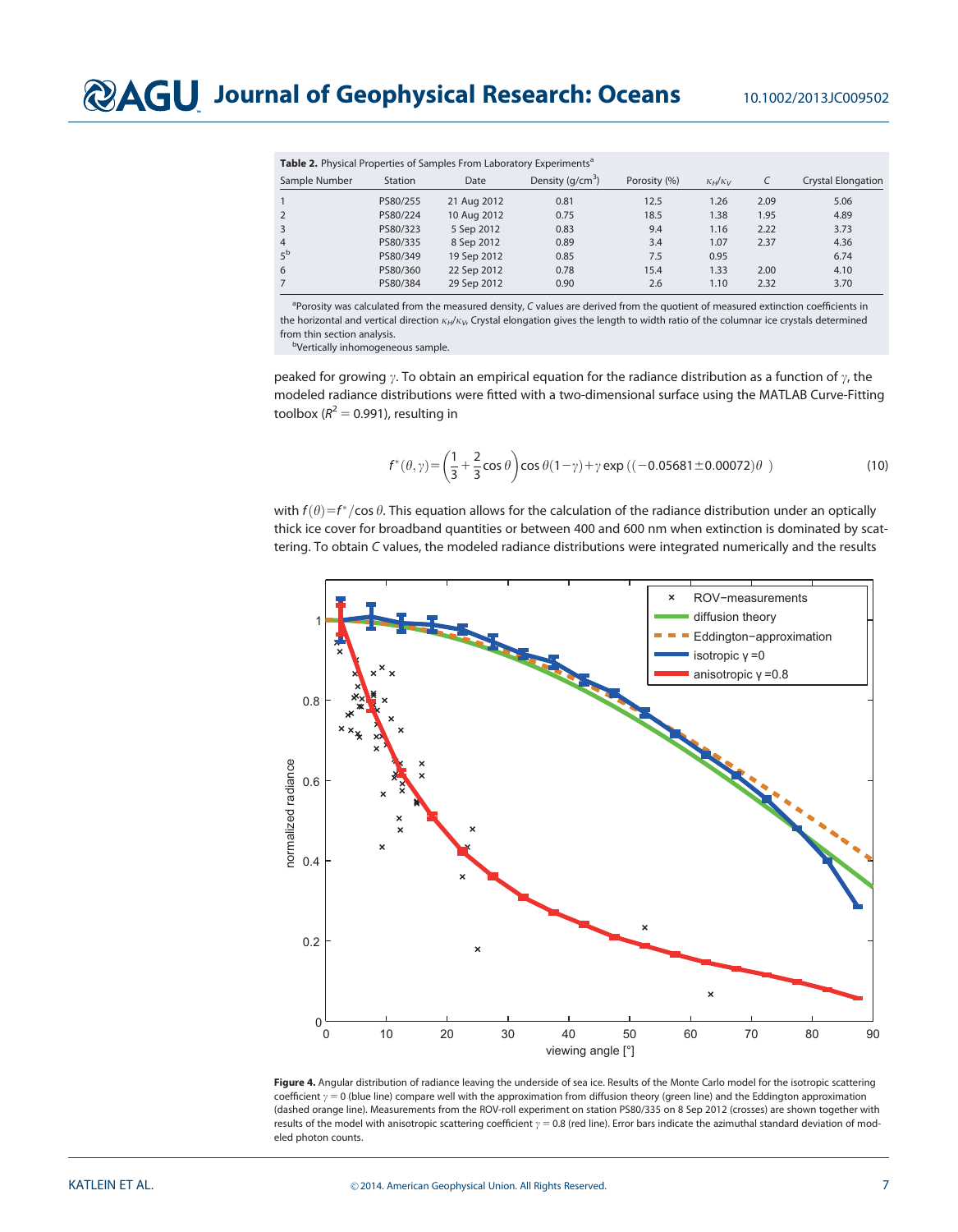**Table 2.** Physical Properties of Samples From Laboratory Experiments[a]

| Sample Number | Station | Date | Density (g/cm$^3$) | Porosity (%) | $\kappa_H/\kappa_V$ | $C$ | Crystal Elongation |
|---|---|---|---|---|---|---|---|
| 1 | PS80/255 | 21 Aug 2012 | 0.81 | 12.5 | 1.26 | 2.09 | 5.06 |
| 2 | PS80/224 | 10 Aug 2012 | 0.75 | 18.5 | 1.38 | 1.95 | 4.89 |
| 3 | PS80/323 | 5 Sep 2012 | 0.83 | 9.4 | 1.16 | 2.22 | 3.73 |
| 4 | PS80/335 | 8 Sep 2012 | 0.89 | 3.4 | 1.07 | 2.37 | 4.36 |
| 5[b] | PS80/349 | 19 Sep 2012 | 0.85 | 7.5 | 0.95 | | 6.74 |
| 6 | PS80/360 | 22 Sep 2012 | 0.78 | 15.4 | 1.33 | 2.00 | 4.10 |
| 7 | PS80/384 | 29 Sep 2012 | 0.90 | 2.6 | 1.10 | 2.32 | 3.70 |

[a]Porosity was calculated from the measured density, $C$ values are derived from the quotient of measured extinction coefficients in the horizontal and vertical direction $\kappa_H/\kappa_V$. Crystal elongation gives the length to width ratio of the columnar ice crystals determined from thin section analysis.

[b]Vertically inhomogeneous sample.

peaked for growing $\gamma$. To obtain an empirical equation for the radiance distribution as a function of $\gamma$, the modeled radiance distributions were fitted with a two-dimensional surface using the MATLAB Curve-Fitting toolbox ($R^2=0.991$), resulting in

$$f^*(\theta,\gamma)=\left(\frac{1}{3}+\frac{2}{3}\cos\theta\right)\cos\theta(1-\gamma)+\gamma\exp\left((-0.05681\pm0.00072)\theta\right) \tag{10}$$

with $f(\theta)=f^*/\cos\theta$. This equation allows for the calculation of the radiance distribution under an optically thick ice cover for broadband quantities or between 400 and 600 nm when extinction is dominated by scattering. To obtain $C$ values, the modeled radiance distributions were integrated numerically and the results

**Figure 4.** Angular distribution of radiance leaving the underside of sea ice. Results of the Monte Carlo model for the isotropic scattering coefficient $\gamma=0$ (blue line) compare well with the approximation from diffusion theory (green line) and the Eddington approximation (dashed orange line). Measurements from the ROV-roll experiment on station PS80/335 on 8 Sep 2012 (crosses) are shown together with results of the model with anisotropic scattering coefficient $\gamma=0.8$ (red line). Error bars indicate the azimuthal standard deviation of modeled photon counts.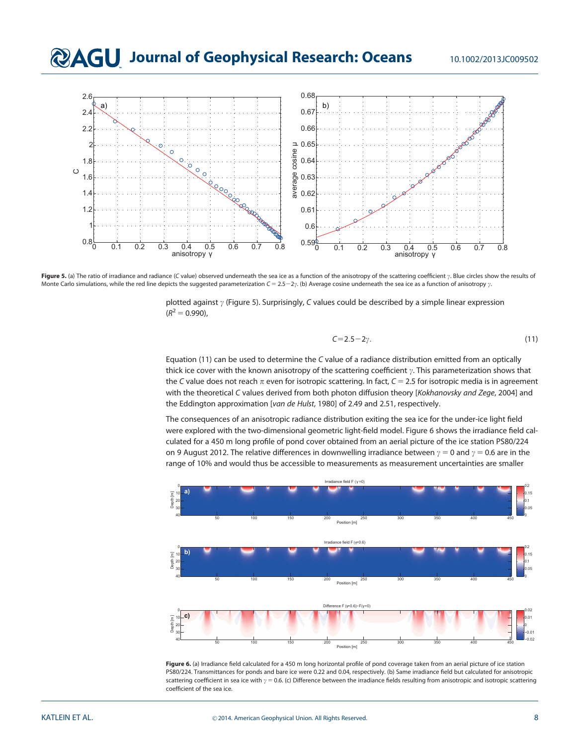Figure 5. (a) The ratio of irradiance and radiance ($C$ value) observed underneath the sea ice as a function of the anisotropy of the scattering coefficient $\gamma$. Blue circles show the results of Monte Carlo simulations, while the red line depicts the suggested parameterization $C = 2.5 - 2\gamma$. (b) Average cosine underneath the sea ice as a function of anisotropy $\gamma$.

plotted against $\gamma$ (Figure 5). Surprisingly, $C$ values could be described by a simple linear expression ($R^2 = 0.990$),

$$C = 2.5 - 2\gamma. \tag{11}$$

Equation (11) can be used to determine the $C$ value of a radiance distribution emitted from an optically thick ice cover with the known anisotropy of the scattering coefficient $\gamma$. This parameterization shows that the $C$ value does not reach $\pi$ even for isotropic scattering. In fact, $C = 2.5$ for isotropic media is in agreement with the theoretical $C$ values derived from both photon diffusion theory [*Kokhanovsky and Zege*, 2004] and the Eddington approximation [*van de Hulst*, 1980] of 2.49 and 2.51, respectively.

The consequences of an anisotropic radiance distribution exiting the sea ice for the under-ice light field were explored with the two-dimensional geometric light-field model. Figure 6 shows the irradiance field calculated for a 450 m long profile of pond cover obtained from an aerial picture of the ice station PS80/224 on 9 August 2012. The relative differences in downwelling irradiance between $\gamma = 0$ and $\gamma = 0.6$ are in the range of 10% and would thus be accessible to measurements as measurement uncertainties are smaller

Figure 6. (a) Irradiance field calculated for a 450 m long horizontal profile of pond coverage taken from an aerial picture of ice station PS80/224. Transmittances for ponds and bare ice were 0.22 and 0.04, respectively. (b) Same irradiance field but calculated for anisotropic scattering coefficient in sea ice with $\gamma = 0.6$. (c) Difference between the irradiance fields resulting from anisotropic and isotropic scattering coefficient of the sea ice.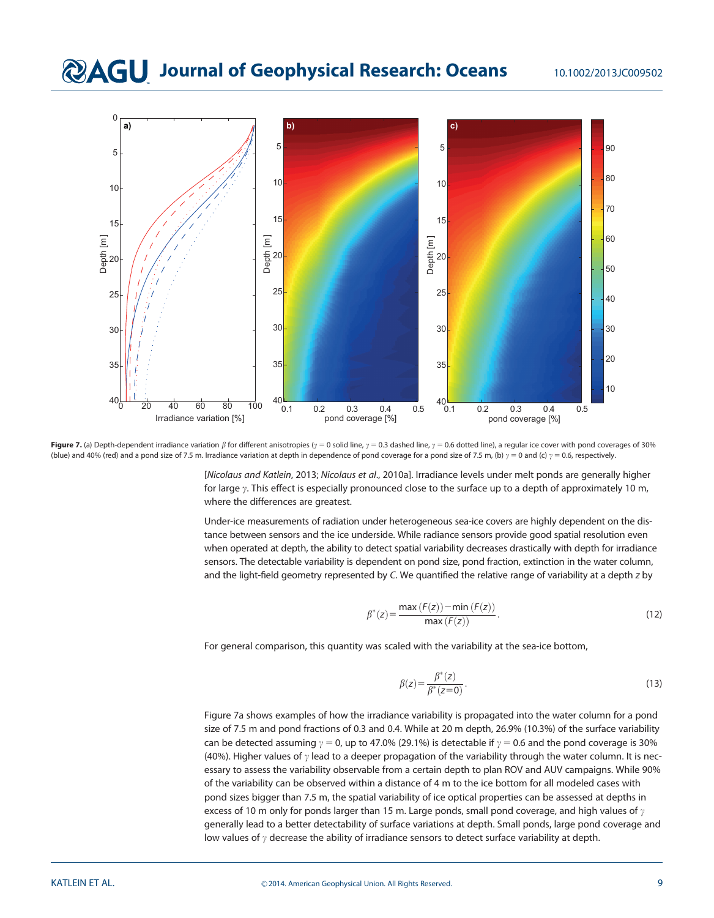**Figure 7.** (a) Depth-dependent irradiance variation $\beta$ for different anisotropies ($\gamma = 0$ solid line, $\gamma = 0.3$ dashed line, $\gamma = 0.6$ dotted line), a regular ice cover with pond coverages of 30% (blue) and 40% (red) and a pond size of 7.5 m. Irradiance variation at depth in dependence of pond coverage for a pond size of 7.5 m, (b) $\gamma = 0$ and (c) $\gamma = 0.6$, respectively.

[*Nicolaus and Katlein*, 2013; *Nicolaus et al.*, 2010a]. Irradiance levels under melt ponds are generally higher for large $\gamma$. This effect is especially pronounced close to the surface up to a depth of approximately 10 m, where the differences are greatest.

Under-ice measurements of radiation under heterogeneous sea-ice covers are highly dependent on the distance between sensors and the ice underside. While radiance sensors provide good spatial resolution even when operated at depth, the ability to detect spatial variability decreases drastically with depth for irradiance sensors. The detectable variability is dependent on pond size, pond fraction, extinction in the water column, and the light-field geometry represented by *C*. We quantified the relative range of variability at a depth *z* by

$$\beta^*(z) = \frac{\max(F(z)) - \min(F(z))}{\max(F(z))}. \tag{12}$$

For general comparison, this quantity was scaled with the variability at the sea-ice bottom,

$$\beta(z) = \frac{\beta^*(z)}{\beta^*(z=0)}. \tag{13}$$

Figure 7a shows examples of how the irradiance variability is propagated into the water column for a pond size of 7.5 m and pond fractions of 0.3 and 0.4. While at 20 m depth, 26.9% (10.3%) of the surface variability can be detected assuming $\gamma = 0$, up to 47.0% (29.1%) is detectable if $\gamma = 0.6$ and the pond coverage is 30% (40%). Higher values of $\gamma$ lead to a deeper propagation of the variability through the water column. It is necessary to assess the variability observable from a certain depth to plan ROV and AUV campaigns. While 90% of the variability can be observed within a distance of 4 m to the ice bottom for all modeled cases with pond sizes bigger than 7.5 m, the spatial variability of ice optical properties can be assessed at depths in excess of 10 m only for ponds larger than 15 m. Large ponds, small pond coverage, and high values of $\gamma$ generally lead to a better detectability of surface variations at depth. Small ponds, large pond coverage and low values of $\gamma$ decrease the ability of irradiance sensors to detect surface variability at depth.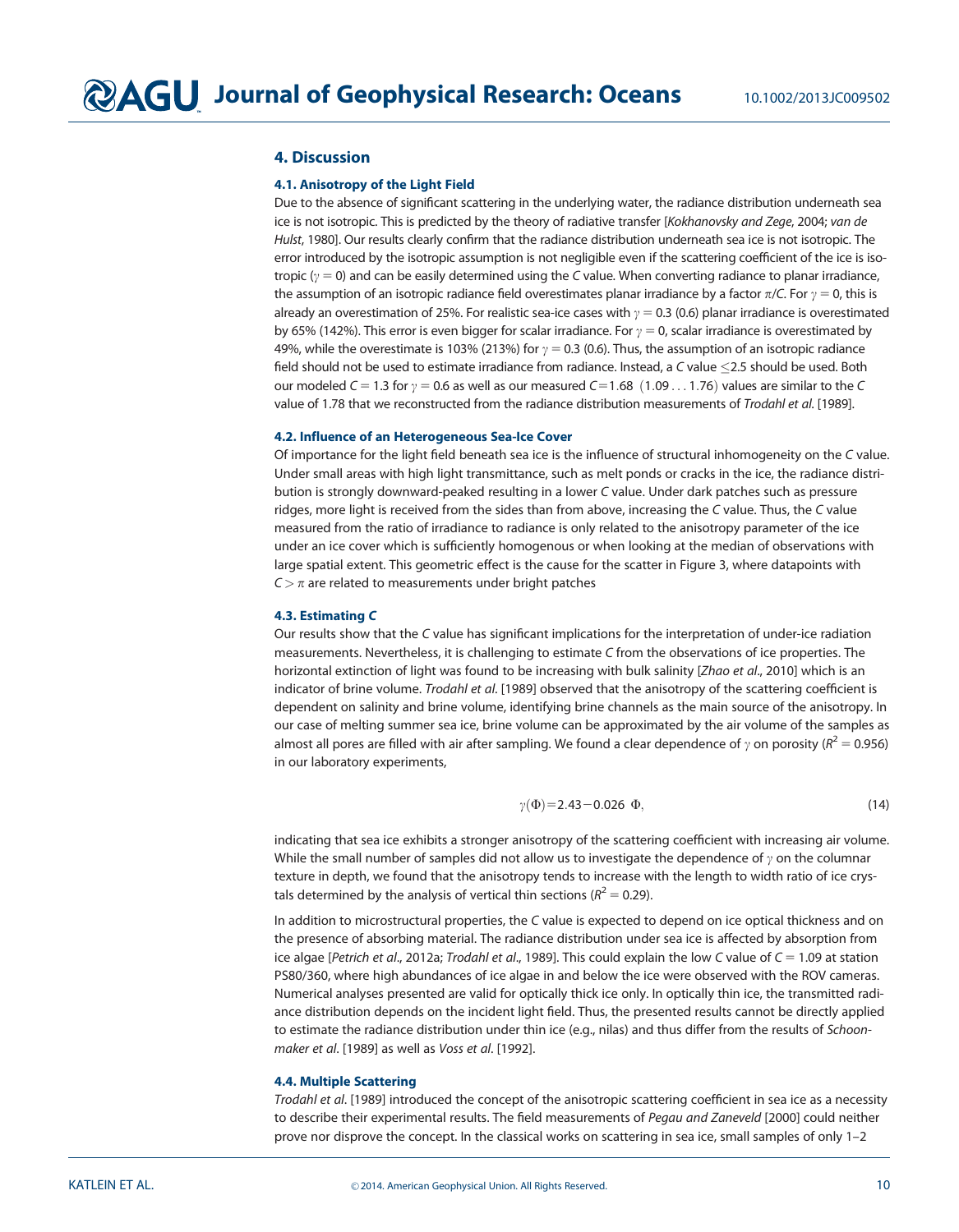## 4. Discussion

### 4.1. Anisotropy of the Light Field

Due to the absence of significant scattering in the underlying water, the radiance distribution underneath sea ice is not isotropic. This is predicted by the theory of radiative transfer [*Kokhanovsky and Zege*, 2004; *van de Hulst*, 1980]. Our results clearly confirm that the radiance distribution underneath sea ice is not isotropic. The error introduced by the isotropic assumption is not negligible even if the scattering coefficient of the ice is isotropic ($\gamma = 0$) and can be easily determined using the *C* value. When converting radiance to planar irradiance, the assumption of an isotropic radiance field overestimates planar irradiance by a factor $\pi/C$. For $\gamma = 0$, this is already an overestimation of 25%. For realistic sea-ice cases with $\gamma = 0.3$ (0.6) planar irradiance is overestimated by 65% (142%). This error is even bigger for scalar irradiance. For $\gamma = 0$, scalar irradiance is overestimated by 49%, while the overestimate is 103% (213%) for $\gamma = 0.3$ (0.6). Thus, the assumption of an isotropic radiance field should not be used to estimate irradiance from radiance. Instead, a *C* value $\leq 2.5$ should be used. Both our modeled $C = 1.3$ for $\gamma = 0.6$ as well as our measured $C = 1.68 \ (1.09 \ldots 1.76)$ values are similar to the *C* value of 1.78 that we reconstructed from the radiance distribution measurements of *Trodahl et al.* [1989].

### 4.2. Influence of an Heterogeneous Sea-Ice Cover

Of importance for the light field beneath sea ice is the influence of structural inhomogeneity on the *C* value. Under small areas with high light transmittance, such as melt ponds or cracks in the ice, the radiance distribution is strongly downward-peaked resulting in a lower *C* value. Under dark patches such as pressure ridges, more light is received from the sides than from above, increasing the *C* value. Thus, the *C* value measured from the ratio of irradiance to radiance is only related to the anisotropy parameter of the ice under an ice cover which is sufficiently homogenous or when looking at the median of observations with large spatial extent. This geometric effect is the cause for the scatter in Figure 3, where datapoints with $C > \pi$ are related to measurements under bright patches

### 4.3. Estimating *C*

Our results show that the *C* value has significant implications for the interpretation of under-ice radiation measurements. Nevertheless, it is challenging to estimate *C* from the observations of ice properties. The horizontal extinction of light was found to be increasing with bulk salinity [*Zhao et al*., 2010] which is an indicator of brine volume. *Trodahl et al*. [1989] observed that the anisotropy of the scattering coefficient is dependent on salinity and brine volume, identifying brine channels as the main source of the anisotropy. In our case of melting summer sea ice, brine volume can be approximated by the air volume of the samples as almost all pores are filled with air after sampling. We found a clear dependence of $\gamma$ on porosity ($R^2 = 0.956$) in our laboratory experiments,

$$\gamma(\Phi) = 2.43 - 0.026 \ \Phi, \tag{14}$$

indicating that sea ice exhibits a stronger anisotropy of the scattering coefficient with increasing air volume. While the small number of samples did not allow us to investigate the dependence of $\gamma$ on the columnar texture in depth, we found that the anisotropy tends to increase with the length to width ratio of ice crystals determined by the analysis of vertical thin sections ($R^2 = 0.29$).

In addition to microstructural properties, the *C* value is expected to depend on ice optical thickness and on the presence of absorbing material. The radiance distribution under sea ice is affected by absorption from ice algae [*Petrich et al*., 2012a; *Trodahl et al*., 1989]. This could explain the low *C* value of $C = 1.09$ at station PS80/360, where high abundances of ice algae in and below the ice were observed with the ROV cameras. Numerical analyses presented are valid for optically thick ice only. In optically thin ice, the transmitted radiance distribution depends on the incident light field. Thus, the presented results cannot be directly applied to estimate the radiance distribution under thin ice (e.g., nilas) and thus differ from the results of *Schoonmaker et al*. [1989] as well as *Voss et al*. [1992].

### 4.4. Multiple Scattering

*Trodahl et al*. [1989] introduced the concept of the anisotropic scattering coefficient in sea ice as a necessity to describe their experimental results. The field measurements of *Pegau and Zaneveld* [2000] could neither prove nor disprove the concept. In the classical works on scattering in sea ice, small samples of only 1–2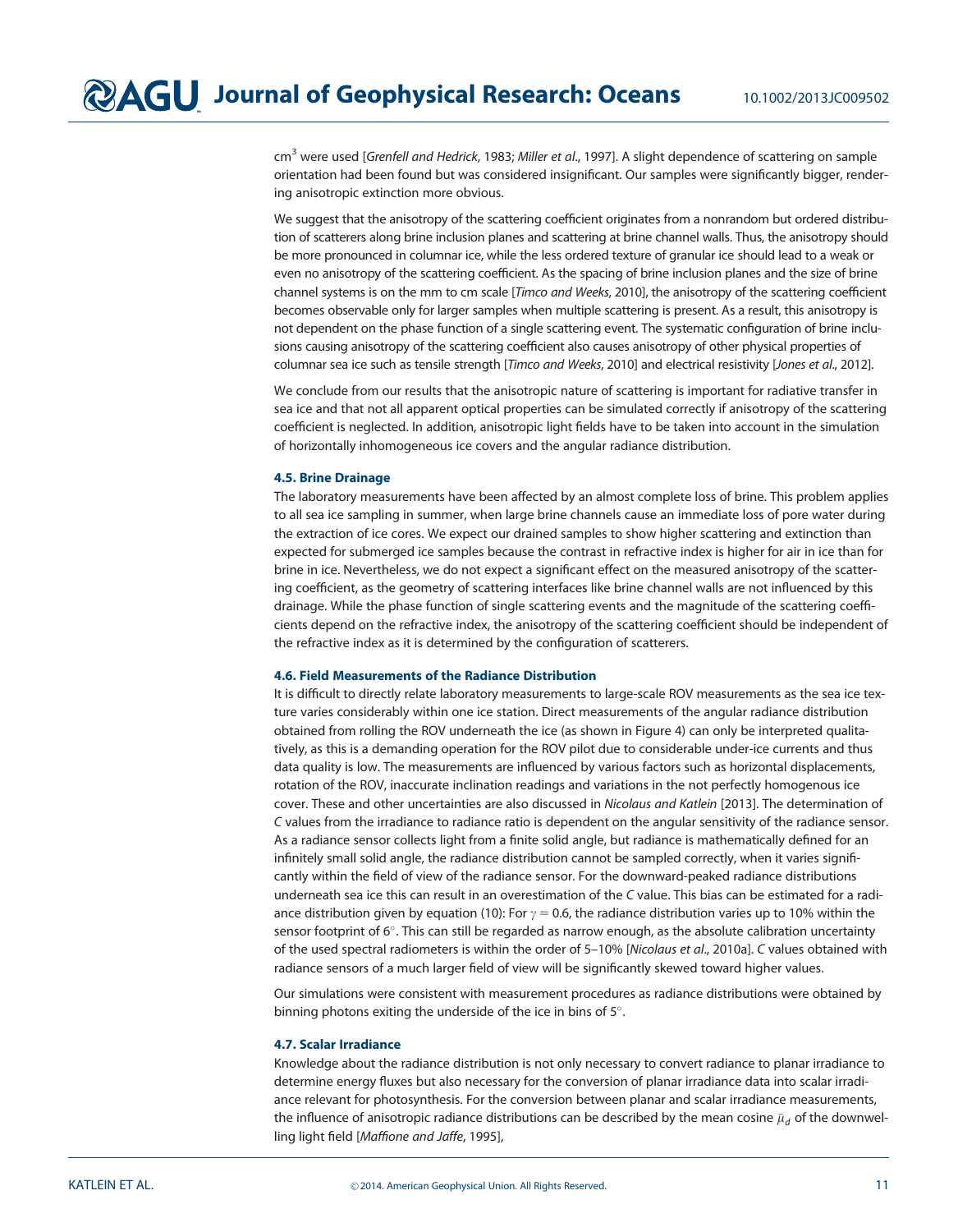$cm^3$ were used [*Grenfell and Hedrick*, 1983; *Miller et al.*, 1997]. A slight dependence of scattering on sample orientation had been found but was considered insignificant. Our samples were significantly bigger, rendering anisotropic extinction more obvious.

We suggest that the anisotropy of the scattering coefficient originates from a nonrandom but ordered distribution of scatterers along brine inclusion planes and scattering at brine channel walls. Thus, the anisotropy should be more pronounced in columnar ice, while the less ordered texture of granular ice should lead to a weak or even no anisotropy of the scattering coefficient. As the spacing of brine inclusion planes and the size of brine channel systems is on the mm to cm scale [*Timco and Weeks*, 2010], the anisotropy of the scattering coefficient becomes observable only for larger samples when multiple scattering is present. As a result, this anisotropy is not dependent on the phase function of a single scattering event. The systematic configuration of brine inclusions causing anisotropy of the scattering coefficient also causes anisotropy of other physical properties of columnar sea ice such as tensile strength [*Timco and Weeks*, 2010] and electrical resistivity [*Jones et al.*, 2012].

We conclude from our results that the anisotropic nature of scattering is important for radiative transfer in sea ice and that not all apparent optical properties can be simulated correctly if anisotropy of the scattering coefficient is neglected. In addition, anisotropic light fields have to be taken into account in the simulation of horizontally inhomogeneous ice covers and the angular radiance distribution.

### 4.5. Brine Drainage

The laboratory measurements have been affected by an almost complete loss of brine. This problem applies to all sea ice sampling in summer, when large brine channels cause an immediate loss of pore water during the extraction of ice cores. We expect our drained samples to show higher scattering and extinction than expected for submerged ice samples because the contrast in refractive index is higher for air in ice than for brine in ice. Nevertheless, we do not expect a significant effect on the measured anisotropy of the scattering coefficient, as the geometry of scattering interfaces like brine channel walls are not influenced by this drainage. While the phase function of single scattering events and the magnitude of the scattering coefficients depend on the refractive index, the anisotropy of the scattering coefficient should be independent of the refractive index as it is determined by the configuration of scatterers.

### 4.6. Field Measurements of the Radiance Distribution

It is difficult to directly relate laboratory measurements to large-scale ROV measurements as the sea ice texture varies considerably within one ice station. Direct measurements of the angular radiance distribution obtained from rolling the ROV underneath the ice (as shown in Figure 4) can only be interpreted qualitatively, as this is a demanding operation for the ROV pilot due to considerable under-ice currents and thus data quality is low. The measurements are influenced by various factors such as horizontal displacements, rotation of the ROV, inaccurate inclination readings and variations in the not perfectly homogenous ice cover. These and other uncertainties are also discussed in *Nicolaus and Katlein* [2013]. The determination of $C$ values from the irradiance to radiance ratio is dependent on the angular sensitivity of the radiance sensor. As a radiance sensor collects light from a finite solid angle, but radiance is mathematically defined for an infinitely small solid angle, the radiance distribution cannot be sampled correctly, when it varies significantly within the field of view of the radiance sensor. For the downward-peaked radiance distributions underneath sea ice this can result in an overestimation of the $C$ value. This bias can be estimated for a radiance distribution given by equation (10): For $\gamma = 0.6$, the radiance distribution varies up to 10% within the sensor footprint of 6°. This can still be regarded as narrow enough, as the absolute calibration uncertainty of the used spectral radiometers is within the order of 5–10% [*Nicolaus et al.*, 2010a]. $C$ values obtained with radiance sensors of a much larger field of view will be significantly skewed toward higher values.

Our simulations were consistent with measurement procedures as radiance distributions were obtained by binning photons exiting the underside of the ice in bins of 5°.

### 4.7. Scalar Irradiance

Knowledge about the radiance distribution is not only necessary to convert radiance to planar irradiance to determine energy fluxes but also necessary for the conversion of planar irradiance data into scalar irradiance relevant for photosynthesis. For the conversion between planar and scalar irradiance measurements, the influence of anisotropic radiance distributions can be described by the mean cosine $\bar{\mu}_d$ of the downwelling light field [*Maffione and Jaffe*, 1995],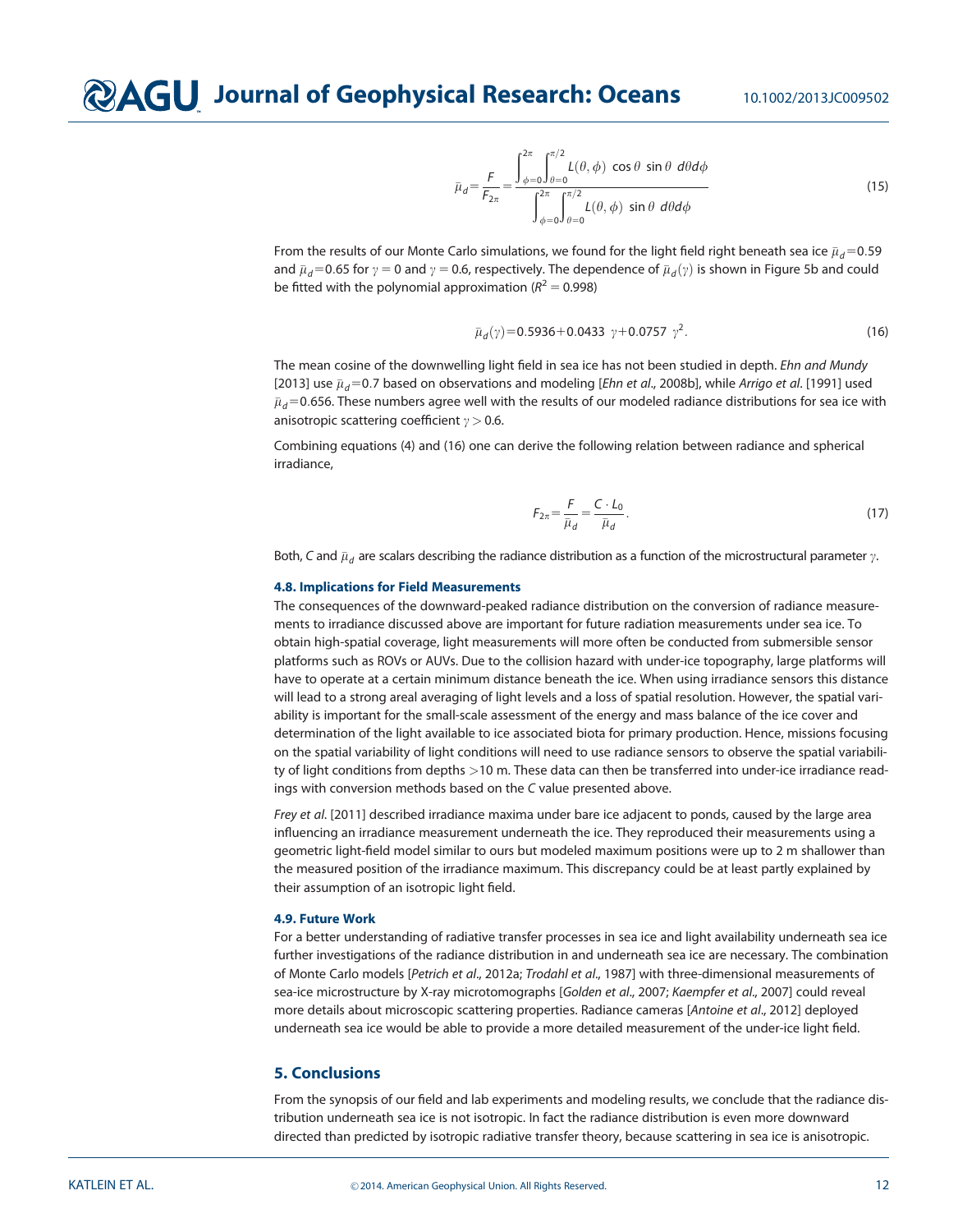$$\bar{\mu}_d = \frac{F}{F_{2\pi}} = \frac{\int_{\phi=0}^{2\pi} \int_{\theta=0}^{\pi/2} L(\theta, \phi) \ \cos\theta \ \sin\theta \ d\theta d\phi}{\int_{\phi=0}^{2\pi} \int_{\theta=0}^{\pi/2} L(\theta, \phi) \ \sin\theta \ d\theta d\phi} \tag{15}$$

From the results of our Monte Carlo simulations, we found for the light field right beneath sea ice $\bar{\mu}_d = 0.59$ and $\bar{\mu}_d = 0.65$ for $\gamma = 0$ and $\gamma = 0.6$, respectively. The dependence of $\bar{\mu}_d(\gamma)$ is shown in Figure 5b and could be fitted with the polynomial approximation ($R^2 = 0.998$)

$$\bar{\mu}_d(\gamma) = 0.5936 + 0.0433 \ \gamma + 0.0757 \ \gamma^2. \tag{16}$$

The mean cosine of the downwelling light field in sea ice has not been studied in depth. *Ehn and Mundy* [2013] use $\bar{\mu}_d = 0.7$ based on observations and modeling [*Ehn et al.*, 2008b], while *Arrigo et al.* [1991] used $\bar{\mu}_d = 0.656$. These numbers agree well with the results of our modeled radiance distributions for sea ice with anisotropic scattering coefficient $\gamma > 0.6$.

Combining equations (4) and (16) one can derive the following relation between radiance and spherical irradiance,

$$F_{2\pi} = \frac{F}{\bar{\mu}_d} = \frac{C \cdot L_0}{\bar{\mu}_d}. \tag{17}$$

Both, $C$ and $\bar{\mu}_d$ are scalars describing the radiance distribution as a function of the microstructural parameter $\gamma$.

### 4.8. Implications for Field Measurements

The consequences of the downward-peaked radiance distribution on the conversion of radiance measurements to irradiance discussed above are important for future radiation measurements under sea ice. To obtain high-spatial coverage, light measurements will more often be conducted from submersible sensor platforms such as ROVs or AUVs. Due to the collision hazard with under-ice topography, large platforms will have to operate at a certain minimum distance beneath the ice. When using irradiance sensors this distance will lead to a strong areal averaging of light levels and a loss of spatial resolution. However, the spatial variability is important for the small-scale assessment of the energy and mass balance of the ice cover and determination of the light available to ice associated biota for primary production. Hence, missions focusing on the spatial variability of light conditions will need to use radiance sensors to observe the spatial variability of light conditions from depths >10 m. These data can then be transferred into under-ice irradiance readings with conversion methods based on the $C$ value presented above.

*Frey et al.* [2011] described irradiance maxima under bare ice adjacent to ponds, caused by the large area influencing an irradiance measurement underneath the ice. They reproduced their measurements using a geometric light-field model similar to ours but modeled maximum positions were up to 2 m shallower than the measured position of the irradiance maximum. This discrepancy could be at least partly explained by their assumption of an isotropic light field.

### 4.9. Future Work

For a better understanding of radiative transfer processes in sea ice and light availability underneath sea ice further investigations of the radiance distribution in and underneath sea ice are necessary. The combination of Monte Carlo models [*Petrich et al.*, 2012a; *Trodahl et al.*, 1987] with three-dimensional measurements of sea-ice microstructure by X-ray microtomographs [*Golden et al.*, 2007; *Kaempfer et al.*, 2007] could reveal more details about microscopic scattering properties. Radiance cameras [*Antoine et al.*, 2012] deployed underneath sea ice would be able to provide a more detailed measurement of the under-ice light field.

## 5. Conclusions

From the synopsis of our field and lab experiments and modeling results, we conclude that the radiance distribution underneath sea ice is not isotropic. In fact the radiance distribution is even more downward directed than predicted by isotropic radiative transfer theory, because scattering in sea ice is anisotropic.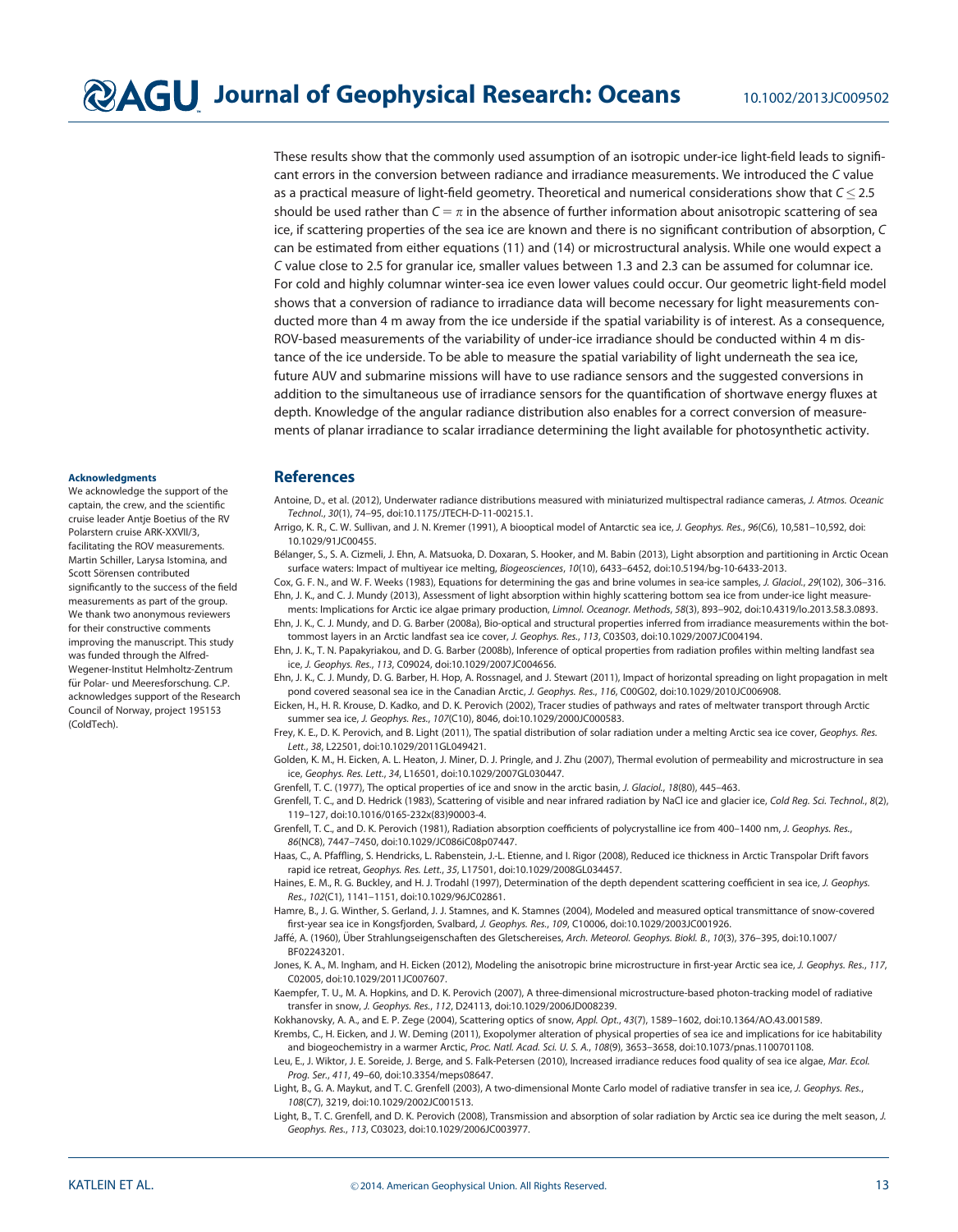These results show that the commonly used assumption of an isotropic under-ice light-field leads to significant errors in the conversion between radiance and irradiance measurements. We introduced the $C$ value as a practical measure of light-field geometry. Theoretical and numerical considerations show that $C \leq 2.5$ should be used rather than $C = \pi$ in the absence of further information about anisotropic scattering of sea ice, if scattering properties of the sea ice are known and there is no significant contribution of absorption, $C$ can be estimated from either equations (11) and (14) or microstructural analysis. While one would expect a $C$ value close to 2.5 for granular ice, smaller values between 1.3 and 2.3 can be assumed for columnar ice. For cold and highly columnar winter-sea ice even lower values could occur. Our geometric light-field model shows that a conversion of radiance to irradiance data will become necessary for light measurements conducted more than 4 m away from the ice underside if the spatial variability is of interest. As a consequence, ROV-based measurements of the variability of under-ice irradiance should be conducted within 4 m distance of the ice underside. To be able to measure the spatial variability of light underneath the sea ice, future AUV and submarine missions will have to use radiance sensors and the suggested conversions in addition to the simultaneous use of irradiance sensors for the quantification of shortwave energy fluxes at depth. Knowledge of the angular radiance distribution also enables for a correct conversion of measurements of planar irradiance to scalar irradiance determining the light available for photosynthetic activity.

**Acknowledgments**

We acknowledge the support of the captain, the crew, and the scientific cruise leader Antje Boetius of the RV Polarstern cruise ARK-XXVII/3, facilitating the ROV measurements. Martin Schiller, Larysa Istomina, and Scott Sörensen contributed significantly to the success of the field measurements as part of the group. We thank two anonymous reviewers for their constructive comments improving the manuscript. This study was funded through the Alfred-Wegener-Institut Helmholtz-Zentrum für Polar- und Meeresforschung. C.P. acknowledges support of the Research Council of Norway, project 195153 (ColdTech).

## References

Antoine, D., et al. (2012), Underwater radiance distributions measured with miniaturized multispectral radiance cameras, *J. Atmos. Oceanic Technol.*, *30*(1), 74–95, doi:10.1175/JTECH-D-11-00215.1.

Arrigo, K. R., C. W. Sullivan, and J. N. Kremer (1991), A biooptical model of Antarctic sea ice, *J. Geophys. Res.*, *96*(C6), 10,581–10,592, doi: 10.1029/91JC00455.

Bélanger, S., S. A. Cizmeli, J. Ehn, A. Matsuoka, D. Doxaran, S. Hooker, and M. Babin (2013), Light absorption and partitioning in Arctic Ocean surface waters: Impact of multiyear ice melting, *Biogeosciences*, *10*(10), 6433–6452, doi:10.5194/bg-10-6433-2013.

Cox, G. F. N., and W. F. Weeks (1983), Equations for determining the gas and brine volumes in sea-ice samples, *J. Glaciol.*, *29*(102), 306–316.

Ehn, J. K., and C. J. Mundy (2013), Assessment of light absorption within highly scattering bottom sea ice from under-ice light measurements: Implications for Arctic ice algae primary production, *Limnol. Oceanogr. Methods*, *58*(3), 893–902, doi:10.4319/lo.2013.58.3.0893.

Ehn, J. K., C. J. Mundy, and D. G. Barber (2008a), Bio-optical and structural properties inferred from irradiance measurements within the bottommost layers in an Arctic landfast sea ice cover, *J. Geophys. Res.*, *113*, C03S03, doi:10.1029/2007JC004194.

Ehn, J. K., T. N. Papakyriakou, and D. G. Barber (2008b), Inference of optical properties from radiation profiles within melting landfast sea ice, *J. Geophys. Res.*, *113*, C09024, doi:10.1029/2007JC004656.

Ehn, J. K., C. J. Mundy, D. G. Barber, H. Hop, A. Rossnagel, and J. Stewart (2011), Impact of horizontal spreading on light propagation in melt pond covered seasonal sea ice in the Canadian Arctic, *J. Geophys. Res.*, *116*, C00G02, doi:10.1029/2010JC006908.

Eicken, H., H. R. Krouse, D. Kadko, and D. K. Perovich (2002), Tracer studies of pathways and rates of meltwater transport through Arctic summer sea ice, *J. Geophys. Res.*, *107*(C10), 8046, doi:10.1029/2000JC000583.

Frey, K. E., D. K. Perovich, and B. Light (2011), The spatial distribution of solar radiation under a melting Arctic sea ice cover, *Geophys. Res. Lett.*, *38*, L22501, doi:10.1029/2011GL049421.

Golden, K. M., H. Eicken, A. L. Heaton, J. Miner, D. J. Pringle, and J. Zhu (2007), Thermal evolution of permeability and microstructure in sea ice, *Geophys. Res. Lett.*, *34*, L16501, doi:10.1029/2007GL030447.

Grenfell, T. C. (1977), The optical properties of ice and snow in the arctic basin, *J. Glaciol.*, *18*(80), 445–463.

Grenfell, T. C., and D. Hedrick (1983), Scattering of visible and near infrared radiation by NaCl ice and glacier ice, *Cold Reg. Sci. Technol.*, *8*(2), 119–127, doi:10.1016/0165-232x(83)90003-4.

Grenfell, T. C., and D. K. Perovich (1981), Radiation absorption coefficients of polycrystalline ice from 400–1400 nm, *J. Geophys. Res.*, *86*(NC8), 7447–7450, doi:10.1029/JC086iC08p07447.

Haas, C., A. Pfaffling, S. Hendricks, L. Rabenstein, J.-L. Etienne, and I. Rigor (2008), Reduced ice thickness in Arctic Transpolar Drift favors rapid ice retreat, *Geophys. Res. Lett.*, *35*, L17501, doi:10.1029/2008GL034457.

Haines, E. M., R. G. Buckley, and H. J. Trodahl (1997), Determination of the depth dependent scattering coefficient in sea ice, *J. Geophys. Res.*, *102*(C1), 1141–1151, doi:10.1029/96JC02861.

Hamre, B., J. G. Winther, S. Gerland, J. J. Stamnes, and K. Stamnes (2004), Modeled and measured optical transmittance of snow-covered first-year sea ice in Kongsfjorden, Svalbard, *J. Geophys. Res.*, *109*, C10006, doi:10.1029/2003JC001926.

Jaffé, A. (1960), Über Strahlungseigenschaften des Gletschereises, *Arch. Meteorol. Geophys. Biokl. B.*, *10*(3), 376–395, doi:10.1007/BF02243201.

Jones, K. A., M. Ingham, and H. Eicken (2012), Modeling the anisotropic brine microstructure in first-year Arctic sea ice, *J. Geophys. Res.*, *117*, C02005, doi:10.1029/2011JC007607.

Kaempfer, T. U., M. A. Hopkins, and D. K. Perovich (2007), A three-dimensional microstructure-based photon-tracking model of radiative transfer in snow, *J. Geophys. Res.*, *112*, D24113, doi:10.1029/2006JD008239.

Kokhanovsky, A. A., and E. P. Zege (2004), Scattering optics of snow, *Appl. Opt.*, *43*(7), 1589–1602, doi:10.1364/AO.43.001589.

Krembs, C., H. Eicken, and J. W. Deming (2011), Exopolymer alteration of physical properties of sea ice and implications for ice habitability and biogeochemistry in a warmer Arctic, *Proc. Natl. Acad. Sci. U. S. A.*, *108*(9), 3653–3658, doi:10.1073/pnas.1100701108.

Leu, E., J. Wiktor, J. E. Soreide, J. Berge, and S. Falk-Petersen (2010), Increased irradiance reduces food quality of sea ice algae, *Mar. Ecol. Prog. Ser.*, *411*, 49–60, doi:10.3354/meps08647.

Light, B., G. A. Maykut, and T. C. Grenfell (2003), A two-dimensional Monte Carlo model of radiative transfer in sea ice, *J. Geophys. Res.*, *108*(C7), 3219, doi:10.1029/2002JC001513.

Light, B., T. C. Grenfell, and D. K. Perovich (2008), Transmission and absorption of solar radiation by Arctic sea ice during the melt season, *J. Geophys. Res.*, *113*, C03023, doi:10.1029/2006JC003977.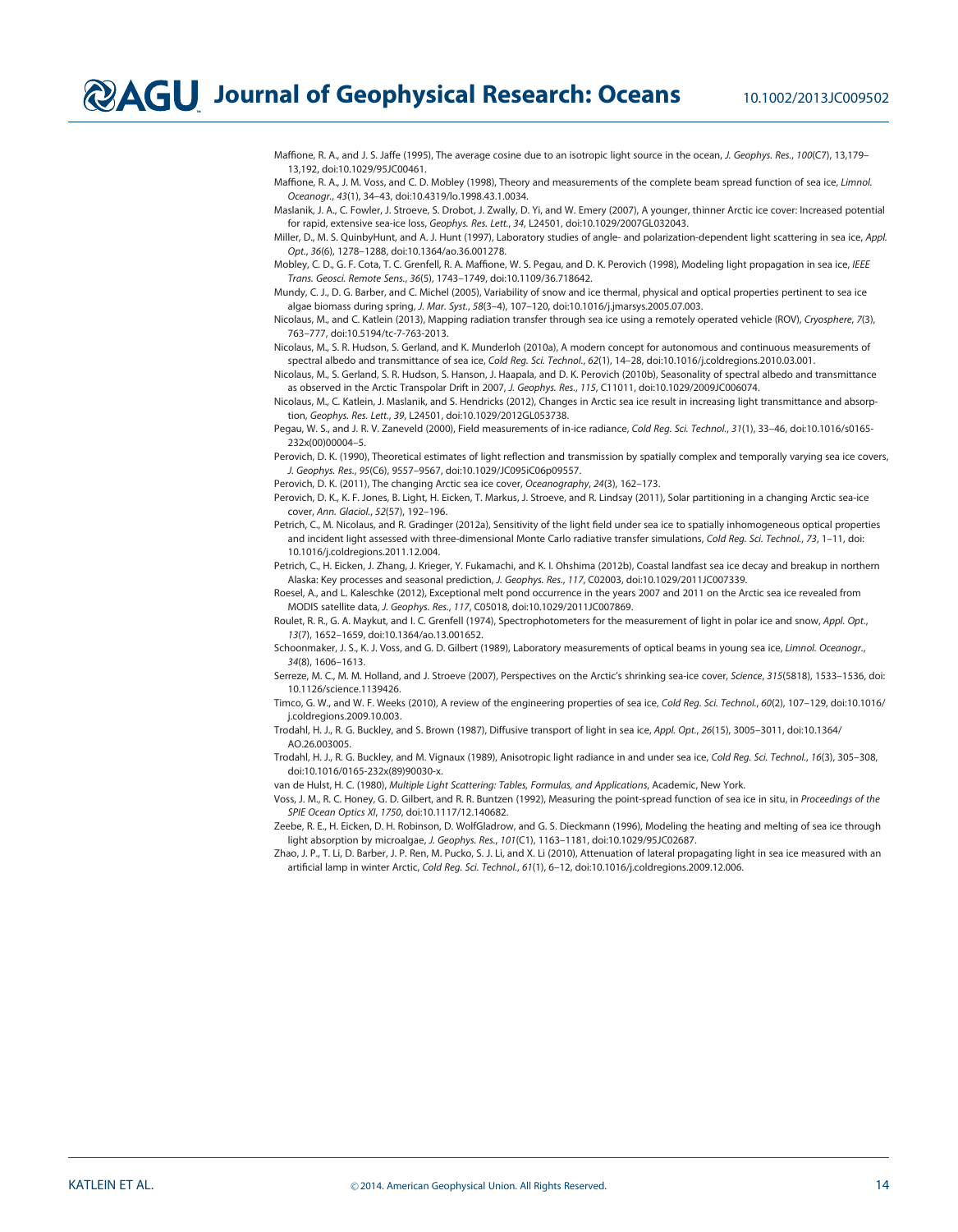Maffione, R. A., and J. S. Jaffe (1995), The average cosine due to an isotropic light source in the ocean, *J. Geophys. Res.*, *100*(C7), 13,179–13,192, doi:10.1029/95JC00461.

Maffione, R. A., J. M. Voss, and C. D. Mobley (1998), Theory and measurements of the complete beam spread function of sea ice, *Limnol. Oceanogr.*, *43*(1), 34–43, doi:10.4319/lo.1998.43.1.0034.

Maslanik, J. A., C. Fowler, J. Stroeve, S. Drobot, J. Zwally, D. Yi, and W. Emery (2007), A younger, thinner Arctic ice cover: Increased potential for rapid, extensive sea-ice loss, *Geophys. Res. Lett.*, *34*, L24501, doi:10.1029/2007GL032043.

Miller, D., M. S. QuinbyHunt, and A. J. Hunt (1997), Laboratory studies of angle- and polarization-dependent light scattering in sea ice, *Appl. Opt.*, *36*(6), 1278–1288, doi:10.1364/ao.36.001278.

Mobley, C. D., G. F. Cota, T. C. Grenfell, R. A. Maffione, W. S. Pegau, and D. K. Perovich (1998), Modeling light propagation in sea ice, *IEEE Trans. Geosci. Remote Sens.*, *36*(5), 1743–1749, doi:10.1109/36.718642.

Mundy, C. J., D. G. Barber, and C. Michel (2005), Variability of snow and ice thermal, physical and optical properties pertinent to sea ice algae biomass during spring, *J. Mar. Syst.*, *58*(3–4), 107–120, doi:10.1016/j.jmarsys.2005.07.003.

Nicolaus, M., and C. Katlein (2013), Mapping radiation transfer through sea ice using a remotely operated vehicle (ROV), *Cryosphere*, *7*(3), 763–777, doi:10.5194/tc-7-763-2013.

Nicolaus, M., S. R. Hudson, S. Gerland, and K. Munderloh (2010a), A modern concept for autonomous and continuous measurements of spectral albedo and transmittance of sea ice, *Cold Reg. Sci. Technol.*, *62*(1), 14–28, doi:10.1016/j.coldregions.2010.03.001.

Nicolaus, M., S. Gerland, S. R. Hudson, S. Hanson, J. Haapala, and D. K. Perovich (2010b), Seasonality of spectral albedo and transmittance as observed in the Arctic Transpolar Drift in 2007, *J. Geophys. Res.*, *115*, C11011, doi:10.1029/2009JC006074.

Nicolaus, M., C. Katlein, J. Maslanik, and S. Hendricks (2012), Changes in Arctic sea ice result in increasing light transmittance and absorption, *Geophys. Res. Lett.*, *39*, L24501, doi:10.1029/2012GL053738.

Pegau, W. S., and J. R. V. Zaneveld (2000), Field measurements of in-ice radiance, *Cold Reg. Sci. Technol.*, *31*(1), 33–46, doi:10.1016/s0165-232x(00)00004–5.

Perovich, D. K. (1990), Theoretical estimates of light reflection and transmission by spatially complex and temporally varying sea ice covers, *J. Geophys. Res.*, *95*(C6), 9557–9567, doi:10.1029/JC095iC06p09557.

Perovich, D. K. (2011), The changing Arctic sea ice cover, *Oceanography*, *24*(3), 162–173.

Perovich, D. K., K. F. Jones, B. Light, H. Eicken, T. Markus, J. Stroeve, and R. Lindsay (2011), Solar partitioning in a changing Arctic sea-ice cover, *Ann. Glaciol.*, *52*(57), 192–196.

Petrich, C., M. Nicolaus, and R. Gradinger (2012a), Sensitivity of the light field under sea ice to spatially inhomogeneous optical properties and incident light assessed with three-dimensional Monte Carlo radiative transfer simulations, *Cold Reg. Sci. Technol.*, *73*, 1–11, doi:10.1016/j.coldregions.2011.12.004.

Petrich, C., H. Eicken, J. Zhang, J. Krieger, Y. Fukamachi, and K. I. Ohshima (2012b), Coastal landfast sea ice decay and breakup in northern Alaska: Key processes and seasonal prediction, *J. Geophys. Res.*, *117*, C02003, doi:10.1029/2011JC007339.

Roesel, A., and L. Kaleschke (2012), Exceptional melt pond occurrence in the years 2007 and 2011 on the Arctic sea ice revealed from MODIS satellite data, *J. Geophys. Res.*, *117*, C05018, doi:10.1029/2011JC007869.

Roulet, R. R., G. A. Maykut, and I. C. Grenfell (1974), Spectrophotometers for the measurement of light in polar ice and snow, *Appl. Opt.*, *13*(7), 1652–1659, doi:10.1364/ao.13.001652.

Schoonmaker, J. S., K. J. Voss, and G. D. Gilbert (1989), Laboratory measurements of optical beams in young sea ice, *Limnol. Oceanogr.*, *34*(8), 1606–1613.

Serreze, M. C., M. M. Holland, and J. Stroeve (2007), Perspectives on the Arctic's shrinking sea-ice cover, *Science*, *315*(5818), 1533–1536, doi:10.1126/science.1139426.

Timco, G. W., and W. F. Weeks (2010), A review of the engineering properties of sea ice, *Cold Reg. Sci. Technol.*, *60*(2), 107–129, doi:10.1016/j.coldregions.2009.10.003.

Trodahl, H. J., R. G. Buckley, and S. Brown (1987), Diffusive transport of light in sea ice, *Appl. Opt.*, *26*(15), 3005–3011, doi:10.1364/AO.26.003005.

Trodahl, H. J., R. G. Buckley, and M. Vignaux (1989), Anisotropic light radiance in and under sea ice, *Cold Reg. Sci. Technol.*, *16*(3), 305–308, doi:10.1016/0165-232x(89)90030-x.

van de Hulst, H. C. (1980), *Multiple Light Scattering: Tables, Formulas, and Applications*, Academic, New York.

Voss, J. M., R. C. Honey, G. D. Gilbert, and R. R. Buntzen (1992), Measuring the point-spread function of sea ice in situ, in *Proceedings of the SPIE Ocean Optics XI*, *1750*, doi:10.1117/12.140682.

Zeebe, R. E., H. Eicken, D. H. Robinson, D. WolfGladrow, and G. S. Dieckmann (1996), Modeling the heating and melting of sea ice through light absorption by microalgae, *J. Geophys. Res.*, *101*(C1), 1163–1181, doi:10.1029/95JC02687.

Zhao, J. P., T. Li, D. Barber, J. P. Ren, M. Pucko, S. J. Li, and X. Li (2010), Attenuation of lateral propagating light in sea ice measured with an artificial lamp in winter Arctic, *Cold Reg. Sci. Technol.*, *61*(1), 6–12, doi:10.1016/j.coldregions.2009.12.006.